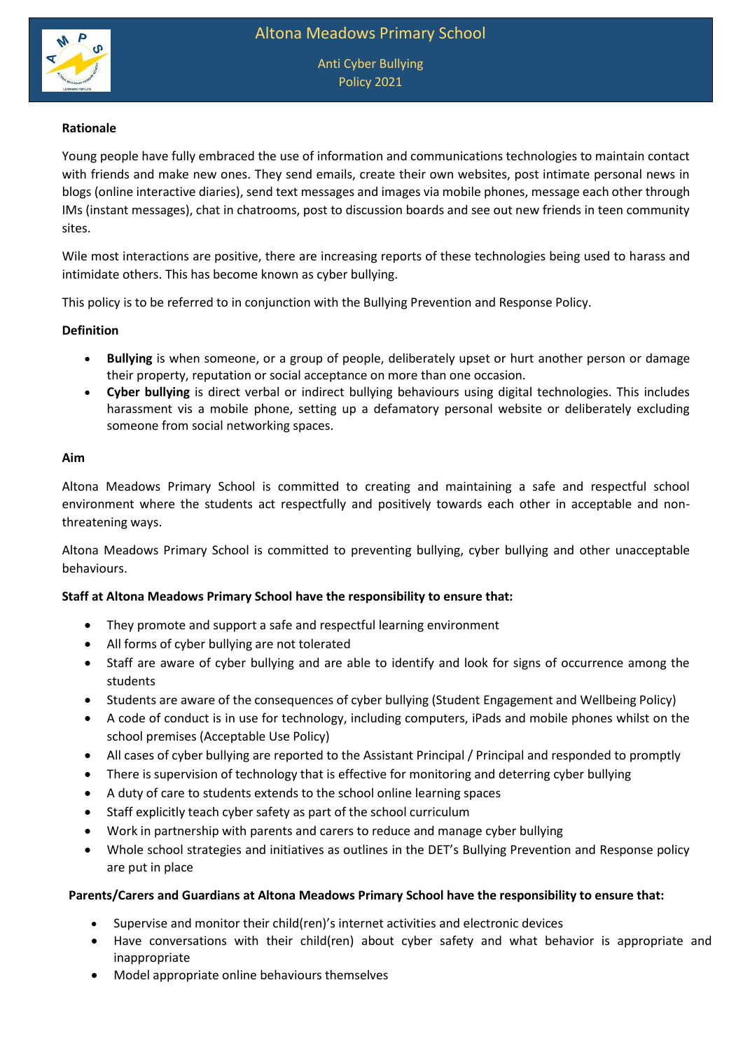# Altona Meadows Primary School

## Anti Cyber Bullying Policy 2021

**Rationale**

Young people have fully embraced the use of information and communications technologies to maintain contact with friends and make new ones. They send emails, create their own websites, post intimate personal news in blogs (online interactive diaries), send text messages and images via mobile phones, message each other through IMs (instant messages), chat in chatrooms, post to discussion boards and see out new friends in teen community sites.

Wile most interactions are positive, there are increasing reports of these technologies being used to harass and intimidate others. This has become known as cyber bullying.

This policy is to be referred to in conjunction with the Bullying Prevention and Response Policy.

**Definition**

- **Bullying** is when someone, or a group of people, deliberately upset or hurt another person or damage their property, reputation or social acceptance on more than one occasion.
- **Cyber bullying** is direct verbal or indirect bullying behaviours using digital technologies. This includes harassment vis a mobile phone, setting up a defamatory personal website or deliberately excluding someone from social networking spaces.

**Aim**

Altona Meadows Primary School is committed to creating and maintaining a safe and respectful school environment where the students act respectfully and positively towards each other in acceptable and non-threatening ways.

Altona Meadows Primary School is committed to preventing bullying, cyber bullying and other unacceptable behaviours.

**Staff at Altona Meadows Primary School have the responsibility to ensure that:**

- They promote and support a safe and respectful learning environment
- All forms of cyber bullying are not tolerated
- Staff are aware of cyber bullying and are able to identify and look for signs of occurrence among the students
- Students are aware of the consequences of cyber bullying (Student Engagement and Wellbeing Policy)
- A code of conduct is in use for technology, including computers, iPads and mobile phones whilst on the school premises (Acceptable Use Policy)
- All cases of cyber bullying are reported to the Assistant Principal / Principal and responded to promptly
- There is supervision of technology that is effective for monitoring and deterring cyber bullying
- A duty of care to students extends to the school online learning spaces
- Staff explicitly teach cyber safety as part of the school curriculum
- Work in partnership with parents and carers to reduce and manage cyber bullying
- Whole school strategies and initiatives as outlines in the DET's Bullying Prevention and Response policy are put in place

**Parents/Carers and Guardians at Altona Meadows Primary School have the responsibility to ensure that:**

- Supervise and monitor their child(ren)'s internet activities and electronic devices
- Have conversations with their child(ren) about cyber safety and what behavior is appropriate and inappropriate
- Model appropriate online behaviours themselves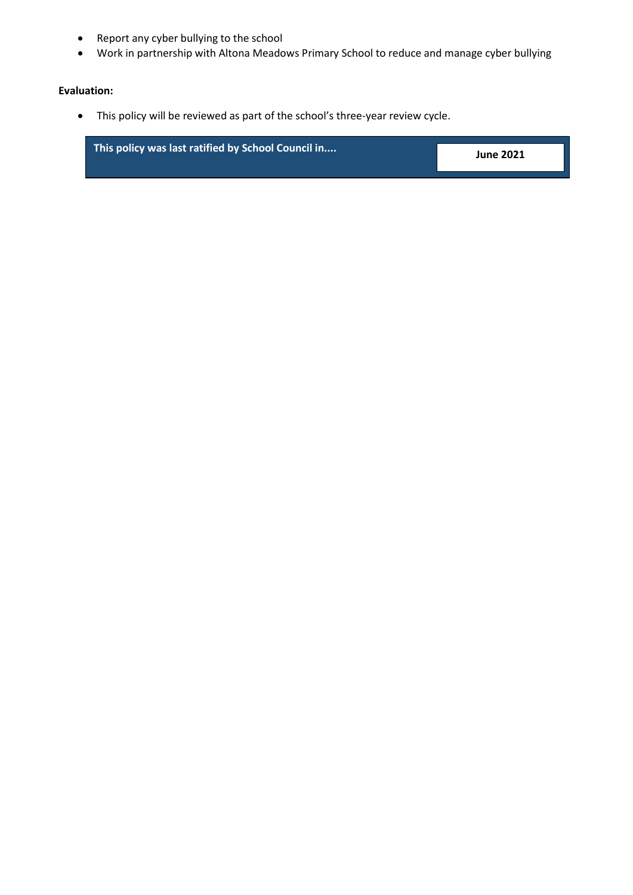- Report any cyber bullying to the school
- Work in partnership with Altona Meadows Primary School to reduce and manage cyber bullying

**Evaluation:**

- This policy will be reviewed as part of the school's three-year review cycle.

| | |
|---|---|
| **This policy was last ratified by School Council in....** | **June 2021** |